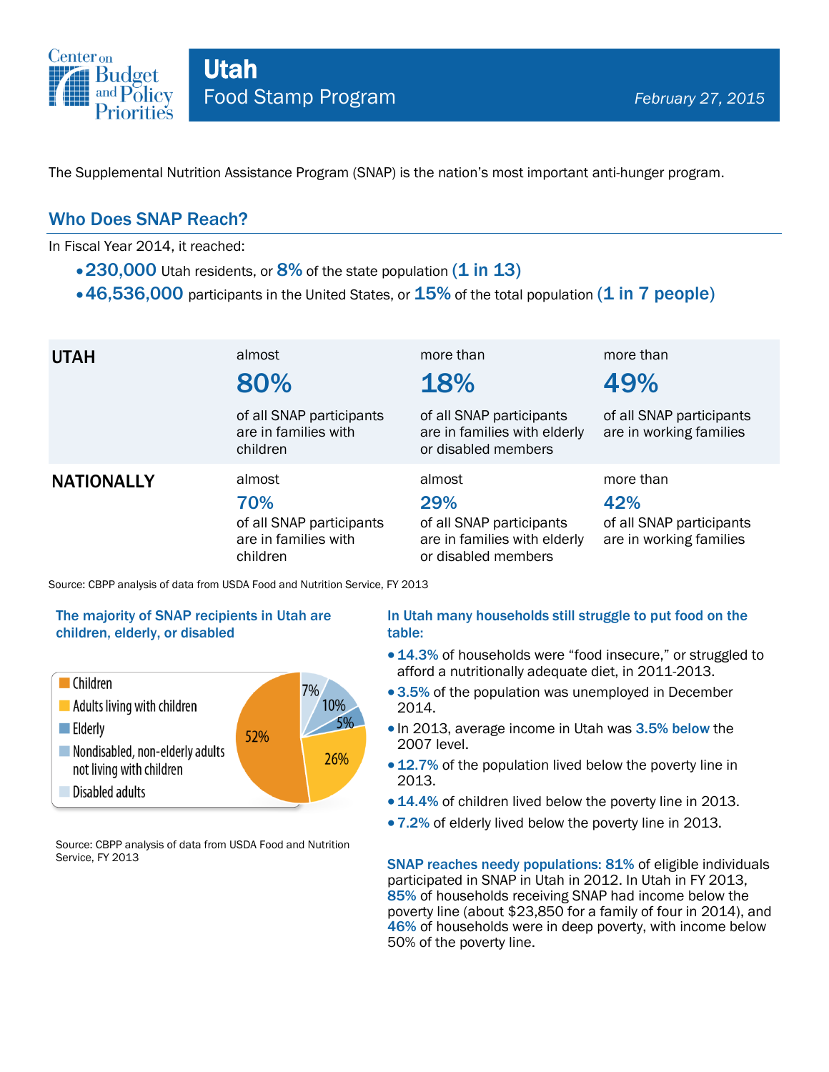# Utah

## Food Stamp Program

*February 27, 2015*

The Supplemental Nutrition Assistance Program (SNAP) is the nation's most important anti-hunger program.

## Who Does SNAP Reach?

In Fiscal Year 2014, it reached:

- **230,000** Utah residents, or **8%** of the state population **(1 in 13)**
- **46,536,000** participants in the United States, or **15%** of the total population **(1 in 7 people)**

| | | | |
|---|---|---|---|
| **UTAH** | almost **80%** of all SNAP participants are in families with children | more than **18%** of all SNAP participants are in families with elderly or disabled members | more than **49%** of all SNAP participants are in working families |
| **NATIONALLY** | almost **70%** of all SNAP participants are in families with children | almost **29%** of all SNAP participants are in families with elderly or disabled members | more than **42%** of all SNAP participants are in working families |

Source: CBPP analysis of data from USDA Food and Nutrition Service, FY 2013

### The majority of SNAP recipients in Utah are children, elderly, or disabled

| Category | Share |
|---|---|
| Children | 52% |
| Adults living with children | 26% |
| Elderly | 5% |
| Nondisabled, non-elderly adults not living with children | 10% |
| Disabled adults | 7% |

Source: CBPP analysis of data from USDA Food and Nutrition Service, FY 2013

### In Utah many households still struggle to put food on the table:

- **14.3%** of households were "food insecure," or struggled to afford a nutritionally adequate diet, in 2011-2013.
- **3.5%** of the population was unemployed in December 2014.
- In 2013, average income in Utah was **3.5% below** the 2007 level.
- **12.7%** of the population lived below the poverty line in 2013.
- **14.4%** of children lived below the poverty line in 2013.
- **7.2%** of elderly lived below the poverty line in 2013.

**SNAP reaches needy populations: 81%** of eligible individuals participated in SNAP in Utah in 2012. In Utah in FY 2013, **85%** of households receiving SNAP had income below the poverty line (about $23,850 for a family of four in 2014), and **46%** of households were in deep poverty, with income below 50% of the poverty line.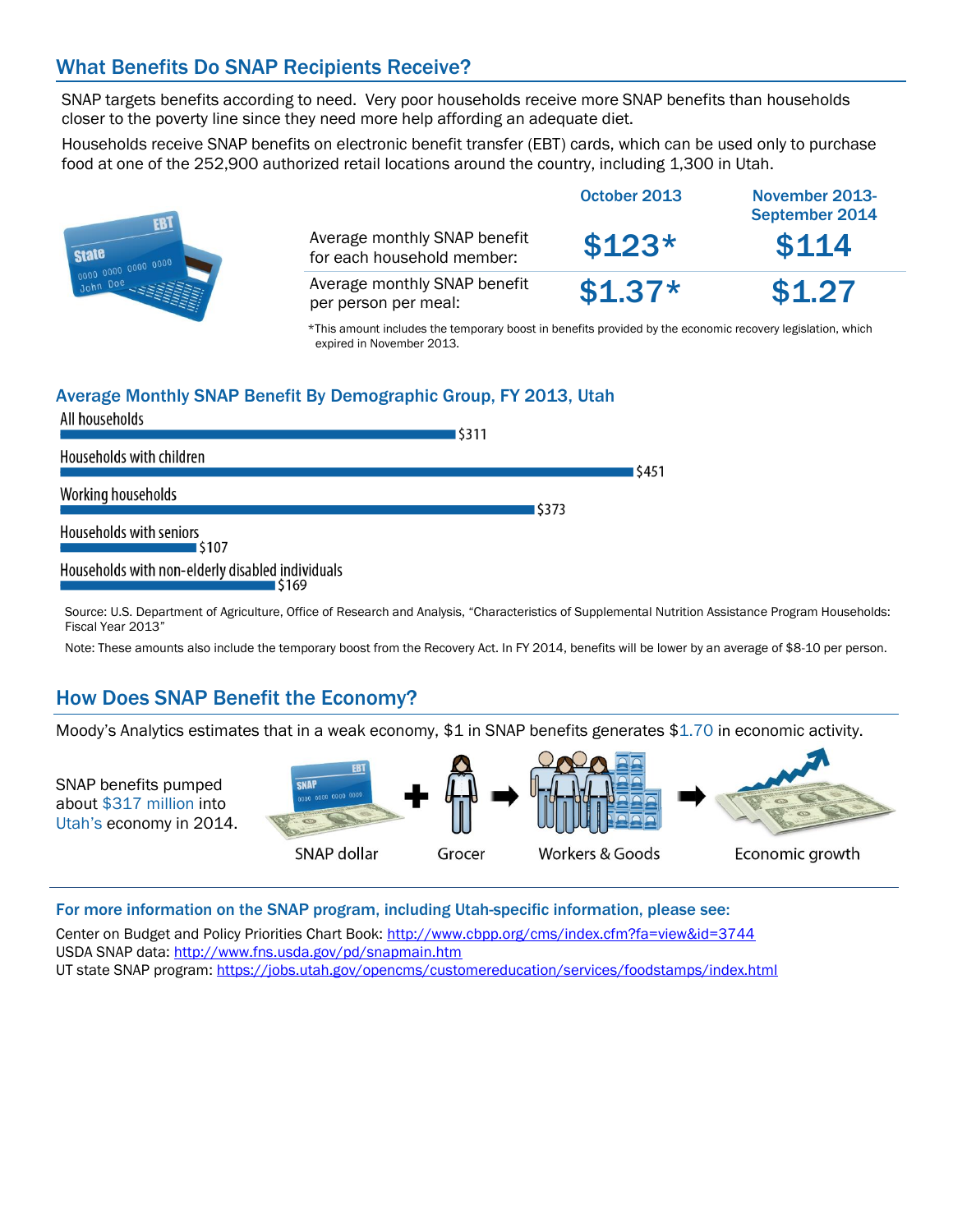## What Benefits Do SNAP Recipients Receive?

SNAP targets benefits according to need. Very poor households receive more SNAP benefits than households closer to the poverty line since they need more help affording an adequate diet.

Households receive SNAP benefits on electronic benefit transfer (EBT) cards, which can be used only to purchase food at one of the 252,900 authorized retail locations around the country, including 1,300 in Utah.

| | October 2013 | November 2013-September 2014 |
|---|---|---|
| Average monthly SNAP benefit for each household member: | $123* | $114 |
| Average monthly SNAP benefit per person per meal: | $1.37* | $1.27 |

*This amount includes the temporary boost in benefits provided by the economic recovery legislation, which expired in November 2013.

### Average Monthly SNAP Benefit By Demographic Group, FY 2013, Utah

All households
$311

Households with children
$451

Working households
$373

Households with seniors
$107

Households with non-elderly disabled individuals
$169

Source: U.S. Department of Agriculture, Office of Research and Analysis, "Characteristics of Supplemental Nutrition Assistance Program Households: Fiscal Year 2013"

Note: These amounts also include the temporary boost from the Recovery Act. In FY 2014, benefits will be lower by an average of $8-10 per person.

## How Does SNAP Benefit the Economy?

Moody's Analytics estimates that in a weak economy, $1 in SNAP benefits generates $1.70 in economic activity.

SNAP benefits pumped about $317 million into Utah's economy in 2014.

SNAP dollar + Grocer → Workers & Goods → Economic growth

### For more information on the SNAP program, including Utah-specific information, please see:

Center on Budget and Policy Priorities Chart Book: http://www.cbpp.org/cms/index.cfm?fa=view&id=3744
USDA SNAP data: http://www.fns.usda.gov/pd/snapmain.htm
UT state SNAP program: https://jobs.utah.gov/opencms/customereducation/services/foodstamps/index.html